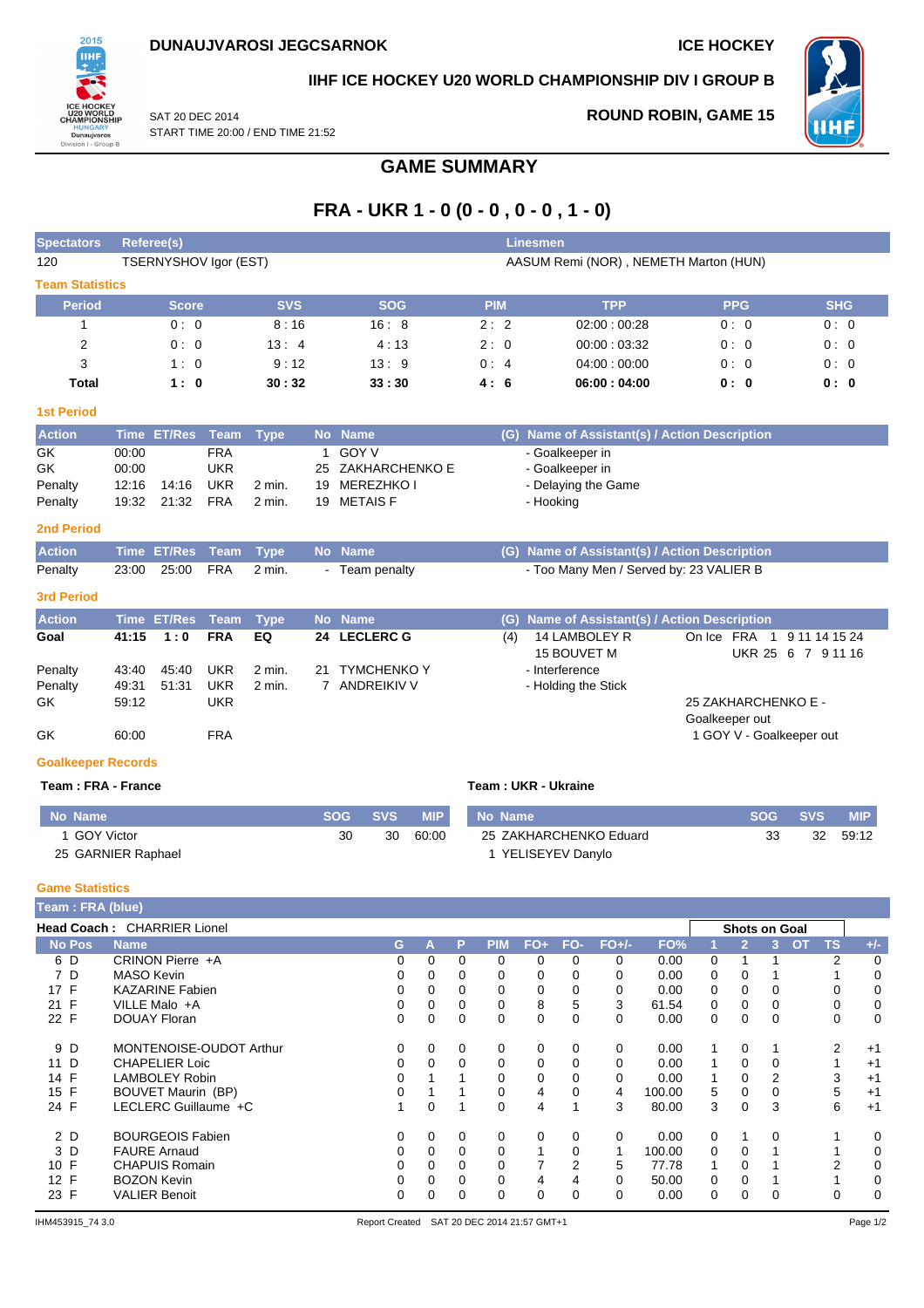**DUNAUJVAROSI JEGCSARNOK**

**ICE HOCKEY**

**IIHF ICE HOCKEY U20 WORLD CHAMPIONSHIP DIV I GROUP B**

SAT 20 DEC 2014
START TIME 20:00 / END TIME 21:52

**ROUND ROBIN, GAME 15**

# GAME SUMMARY

## FRA - UKR 1 - 0 (0 - 0 , 0 - 0 , 1 - 0)

| Spectators | Referee(s) | Linesmen |
|---|---|---|
| 120 | TSERNYSHOV Igor (EST) | AASUM Remi (NOR) , NEMETH Marton (HUN) |

### Team Statistics

| Period | Score | SVS | SOG | PIM | TPP | PPG | SHG |
|---|---|---|---|---|---|---|---|
| 1 | 0 : 0 | 8 : 16 | 16 : 8 | 2 : 2 | 02:00 : 00:28 | 0 : 0 | 0 : 0 |
| 2 | 0 : 0 | 13 : 4 | 4 : 13 | 2 : 0 | 00:00 : 03:32 | 0 : 0 | 0 : 0 |
| 3 | 1 : 0 | 9 : 12 | 13 : 9 | 0 : 4 | 04:00 : 00:00 | 0 : 0 | 0 : 0 |
| **Total** | **1 : 0** | **30 : 32** | **33 : 30** | **4 : 6** | **06:00 : 04:00** | **0 : 0** | **0 : 0** |

### 1st Period

| Action | Time | ET/Res | Team | Type | No | Name | (G) | Name of Assistant(s) / Action Description |
|---|---|---|---|---|---|---|---|---|
| GK | 00:00 | | FRA | | 1 | GOY V | | - Goalkeeper in |
| GK | 00:00 | | UKR | | 25 | ZAKHARCHENKO E | | - Goalkeeper in |
| Penalty | 12:16 | 14:16 | UKR | 2 min. | 19 | MEREZHKO I | | - Delaying the Game |
| Penalty | 19:32 | 21:32 | FRA | 2 min. | 19 | METAIS F | | - Hooking |

### 2nd Period

| Action | Time | ET/Res | Team | Type | No | Name | (G) | Name of Assistant(s) / Action Description |
|---|---|---|---|---|---|---|---|---|
| Penalty | 23:00 | 25:00 | FRA | 2 min. | - | Team penalty | | - Too Many Men / Served by: 23 VALIER B |

### 3rd Period

| Action | Time | ET/Res | Team | Type | No | Name | (G) | Name of Assistant(s) / Action Description | |
|---|---|---|---|---|---|---|---|---|---|
| **Goal** | **41:15** | **1 : 0** | **FRA** | **EQ** | **24** | **LECLERC G** | (4) | 14 LAMBOLEY R<br>15 BOUVET M | On Ice FRA 1 9 11 14 15 24<br>UKR 25 6 7 9 11 16 |
| Penalty | 43:40 | 45:40 | UKR | 2 min. | 21 | TYMCHENKO Y | | - Interference | |
| Penalty | 49:31 | 51:31 | UKR | 2 min. | 7 | ANDREIKIV V | | - Holding the Stick | |
| GK | 59:12 | | UKR | | | | | | 25 ZAKHARCHENKO E - Goalkeeper out |
| GK | 60:00 | | FRA | | | | | | 1 GOY V - Goalkeeper out |

### Goalkeeper Records

**Team : FRA - France**

| No | Name | SOG | SVS | MIP |
|---|---|---|---|---|
| 1 | GOY Victor | 30 | 30 | 60:00 |
| 25 | GARNIER Raphael | | | |

**Team : UKR - Ukraine**

| No | Name | SOG | SVS | MIP |
|---|---|---|---|---|
| 25 | ZAKHARCHENKO Eduard | 33 | 32 | 59:12 |
| 1 | YELISEYEV Danylo | | | |

### Game Statistics

**Team : FRA (blue)**

**Head Coach :** CHARRIER Lionel

| No | Pos | Name | G | A | P | PIM | FO+ | FO- | FO+/- | FO% | 1 | 2 | 3 | OT | TS | +/- |
|---|---|---|---|---|---|---|---|---|---|---|---|---|---|---|---|---|
| 6 | D | CRINON Pierre +A | 0 | 0 | 0 | 0 | 0 | 0 | 0 | 0.00 | 0 | 1 | 1 | | 2 | 0 |
| 7 | D | MASO Kevin | 0 | 0 | 0 | 0 | 0 | 0 | 0 | 0.00 | 0 | 0 | 1 | | 1 | 0 |
| 17 | F | KAZARINE Fabien | 0 | 0 | 0 | 0 | 0 | 0 | 0 | 0.00 | 0 | 0 | 0 | | 0 | 0 |
| 21 | F | VILLE Malo +A | 0 | 0 | 0 | 0 | 8 | 5 | 3 | 61.54 | 0 | 0 | 0 | | 0 | 0 |
| 22 | F | DOUAY Floran | 0 | 0 | 0 | 0 | 0 | 0 | 0 | 0.00 | 0 | 0 | 0 | | 0 | 0 |
| 9 | D | MONTENOISE-OUDOT Arthur | 0 | 0 | 0 | 0 | 0 | 0 | 0 | 0.00 | 1 | 0 | 1 | | 2 | +1 |
| 11 | D | CHAPELIER Loic | 0 | 0 | 0 | 0 | 0 | 0 | 0 | 0.00 | 1 | 0 | 0 | | 1 | +1 |
| 14 | F | LAMBOLEY Robin | 0 | 1 | 1 | 0 | 0 | 0 | 0 | 0.00 | 1 | 0 | 2 | | 3 | +1 |
| 15 | F | BOUVET Maurin (BP) | 0 | 1 | 1 | 0 | 4 | 0 | 4 | 100.00 | 5 | 0 | 0 | | 5 | +1 |
| 24 | F | LECLERC Guillaume +C | 1 | 0 | 1 | 0 | 4 | 1 | 3 | 80.00 | 3 | 0 | 3 | | 6 | +1 |
| 2 | D | BOURGEOIS Fabien | 0 | 0 | 0 | 0 | 0 | 0 | 0 | 0.00 | 0 | 1 | 0 | | 1 | 0 |
| 3 | D | FAURE Arnaud | 0 | 0 | 0 | 0 | 1 | 0 | 1 | 100.00 | 0 | 0 | 1 | | 1 | 0 |
| 10 | F | CHAPUIS Romain | 0 | 0 | 0 | 0 | 7 | 2 | 5 | 77.78 | 1 | 0 | 1 | | 2 | 0 |
| 12 | F | BOZON Kevin | 0 | 0 | 0 | 0 | 4 | 4 | 0 | 50.00 | 0 | 0 | 1 | | 1 | 0 |
| 23 | F | VALIER Benoit | 0 | 0 | 0 | 0 | 0 | 0 | 0 | 0.00 | 0 | 0 | 0 | | 0 | 0 |

IHM453915_74 3.0 Report Created SAT 20 DEC 2014 21:57 GMT+1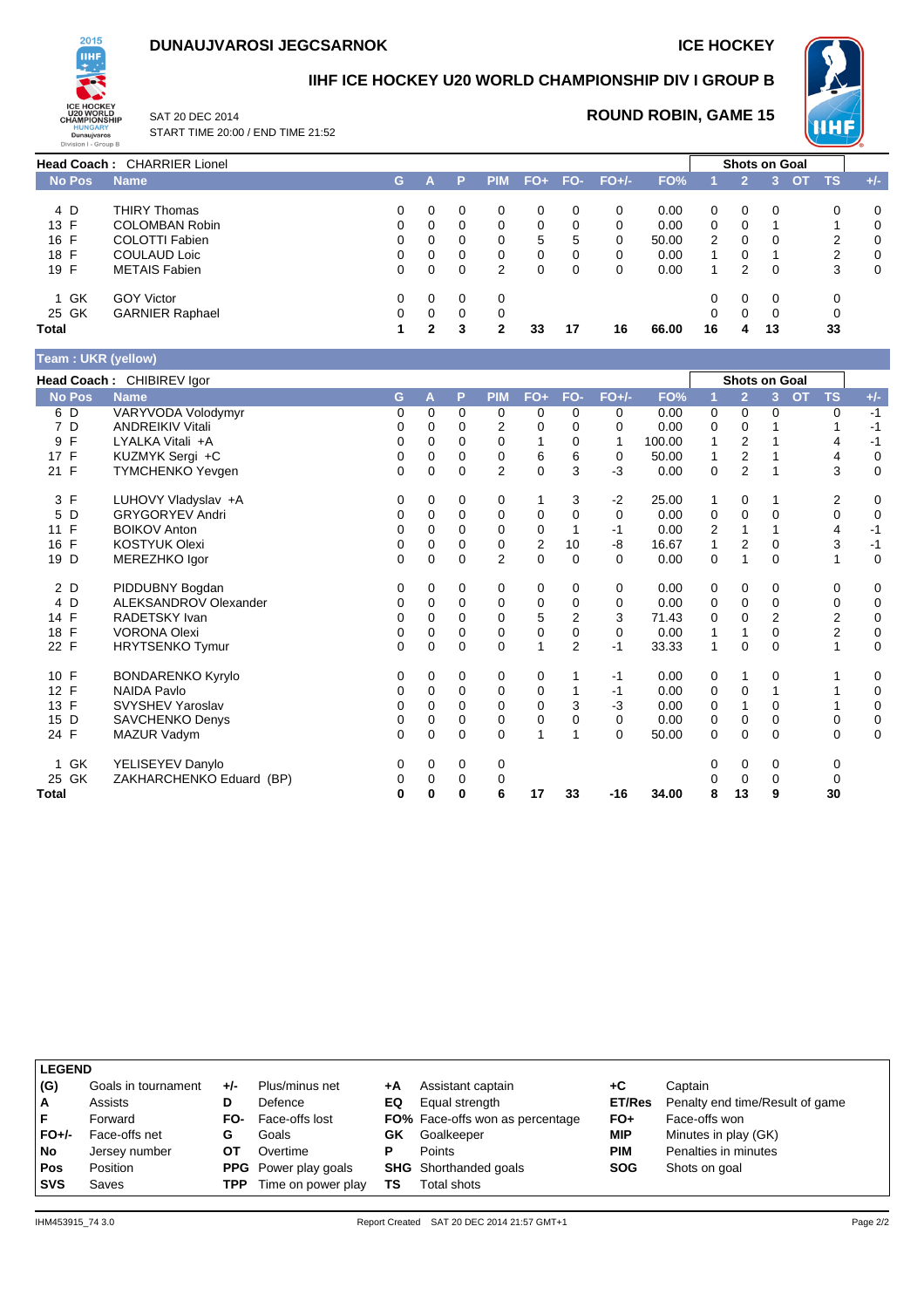**DUNAUJVAROSI JEGCSARNOK**

**ICE HOCKEY**

## IIHF ICE HOCKEY U20 WORLD CHAMPIONSHIP DIV I GROUP B

SAT 20 DEC 2014
START TIME 20:00 / END TIME 21:52

**ROUND ROBIN, GAME 15**

**Head Coach :** CHARRIER Lionel

| No Pos | Name | G | A | P | PIM | FO+ | FO- | FO+/- | FO% | Shots on Goal 1 | 2 | 3 | OT | TS | +/- |
|---|---|---|---|---|---|---|---|---|---|---|---|---|---|---|---|
| 4 D | THIRY Thomas | 0 | 0 | 0 | 0 | 0 | 0 | 0 | 0.00 | 0 | 0 | 0 | | 0 | 0 |
| 13 F | COLOMBAN Robin | 0 | 0 | 0 | 0 | 0 | 0 | 0 | 0.00 | 0 | 0 | 1 | | 1 | 0 |
| 16 F | COLOTTI Fabien | 0 | 0 | 0 | 0 | 5 | 5 | 0 | 50.00 | 2 | 0 | 0 | | 2 | 0 |
| 18 F | COULAUD Loic | 0 | 0 | 0 | 0 | 0 | 0 | 0 | 0.00 | 1 | 0 | 1 | | 2 | 0 |
| 19 F | METAIS Fabien | 0 | 0 | 0 | 2 | 0 | 0 | 0 | 0.00 | 1 | 2 | 0 | | 3 | 0 |
| 1 GK | GOY Victor | 0 | 0 | 0 | 0 | | | | | 0 | 0 | 0 | | 0 | |
| 25 GK | GARNIER Raphael | 0 | 0 | 0 | 0 | | | | | 0 | 0 | 0 | | 0 | |
| **Total** | | **1** | **2** | **3** | **2** | **33** | **17** | **16** | **66.00** | **16** | **4** | **13** | | **33** | |

**Team : UKR (yellow)**

**Head Coach :** CHIBIREV Igor

| No Pos | Name | G | A | P | PIM | FO+ | FO- | FO+/- | FO% | Shots on Goal 1 | 2 | 3 | OT | TS | +/- |
|---|---|---|---|---|---|---|---|---|---|---|---|---|---|---|---|
| 6 D | VARYVODA Volodymyr | 0 | 0 | 0 | 0 | 0 | 0 | 0 | 0.00 | 0 | 0 | 0 | | 0 | -1 |
| 7 D | ANDREIKIV Vitali | 0 | 0 | 0 | 2 | 0 | 0 | 0 | 0.00 | 0 | 0 | 1 | | 1 | -1 |
| 9 F | LYALKA Vitali +A | 0 | 0 | 0 | 0 | 1 | 0 | 1 | 100.00 | 1 | 2 | 1 | | 4 | -1 |
| 17 F | KUZMYK Sergi +C | 0 | 0 | 0 | 0 | 6 | 6 | 0 | 50.00 | 1 | 2 | 1 | | 4 | 0 |
| 21 F | TYMCHENKO Yevgen | 0 | 0 | 0 | 2 | 0 | 3 | -3 | 0.00 | 0 | 2 | 1 | | 3 | 0 |
| 3 F | LUHOVY Vladyslav +A | 0 | 0 | 0 | 0 | 1 | 3 | -2 | 25.00 | 1 | 0 | 1 | | 2 | 0 |
| 5 D | GRYGORYEV Andri | 0 | 0 | 0 | 0 | 0 | 0 | 0 | 0.00 | 0 | 0 | 0 | | 0 | 0 |
| 11 F | BOIKOV Anton | 0 | 0 | 0 | 0 | 0 | 1 | -1 | 0.00 | 2 | 1 | 1 | | 4 | -1 |
| 16 F | KOSTYUK Olexi | 0 | 0 | 0 | 0 | 2 | 10 | -8 | 16.67 | 1 | 2 | 0 | | 3 | -1 |
| 19 D | MEREZHKO Igor | 0 | 0 | 0 | 2 | 0 | 0 | 0 | 0.00 | 0 | 1 | 0 | | 1 | 0 |
| 2 D | PIDDUBNY Bogdan | 0 | 0 | 0 | 0 | 0 | 0 | 0 | 0.00 | 0 | 0 | 0 | | 0 | 0 |
| 4 D | ALEKSANDROV Olexander | 0 | 0 | 0 | 0 | 0 | 0 | 0 | 0.00 | 0 | 0 | 0 | | 0 | 0 |
| 14 F | RADETSKY Ivan | 0 | 0 | 0 | 0 | 5 | 2 | 3 | 71.43 | 0 | 0 | 2 | | 2 | 0 |
| 18 F | VORONA Olexi | 0 | 0 | 0 | 0 | 0 | 0 | 0 | 0.00 | 1 | 1 | 0 | | 2 | 0 |
| 22 F | HRYTSENKO Tymur | 0 | 0 | 0 | 0 | 1 | 2 | -1 | 33.33 | 1 | 0 | 0 | | 1 | 0 |
| 10 F | BONDARENKO Kyrylo | 0 | 0 | 0 | 0 | 0 | 1 | -1 | 0.00 | 0 | 1 | 0 | | 1 | 0 |
| 12 F | NAIDA Pavlo | 0 | 0 | 0 | 0 | 0 | 1 | -1 | 0.00 | 0 | 0 | 1 | | 1 | 0 |
| 13 F | SVYSHEV Yaroslav | 0 | 0 | 0 | 0 | 0 | 3 | -3 | 0.00 | 0 | 1 | 0 | | 1 | 0 |
| 15 D | SAVCHENKO Denys | 0 | 0 | 0 | 0 | 0 | 0 | 0 | 0.00 | 0 | 0 | 0 | | 0 | 0 |
| 24 F | MAZUR Vadym | 0 | 0 | 0 | 0 | 1 | 1 | 0 | 50.00 | 0 | 0 | 0 | | 0 | 0 |
| 1 GK | YELISEYEV Danylo | 0 | 0 | 0 | 0 | | | | | 0 | 0 | 0 | | 0 | |
| 25 GK | ZAKHARCHENKO Eduard (BP) | 0 | 0 | 0 | 0 | | | | | 0 | 0 | 0 | | 0 | |
| **Total** | | **0** | **0** | **0** | **6** | **17** | **33** | **-16** | **34.00** | **8** | **13** | **9** | | **30** | |

**LEGEND**

| | | | | | | | |
|---|---|---|---|---|---|---|---|
| (G) | Goals in tournament | +/- | Plus/minus net | +A | Assistant captain | +C | Captain |
| A | Assists | D | Defence | EQ | Equal strength | ET/Res | Penalty end time/Result of game |
| F | Forward | FO- | Face-offs lost | FO% | Face-offs won as percentage | FO+ | Face-offs won |
| FO+/- | Face-offs net | G | Goals | GK | Goalkeeper | MIP | Minutes in play (GK) |
| No | Jersey number | OT | Overtime | P | Points | PIM | Penalties in minutes |
| Pos | Position | PPG | Power play goals | SHG | Shorthanded goals | SOG | Shots on goal |
| SVS | Saves | TPP | Time on power play | TS | Total shots | | |

IHM453915_74 3.0 Report Created SAT 20 DEC 2014 21:57 GMT+1